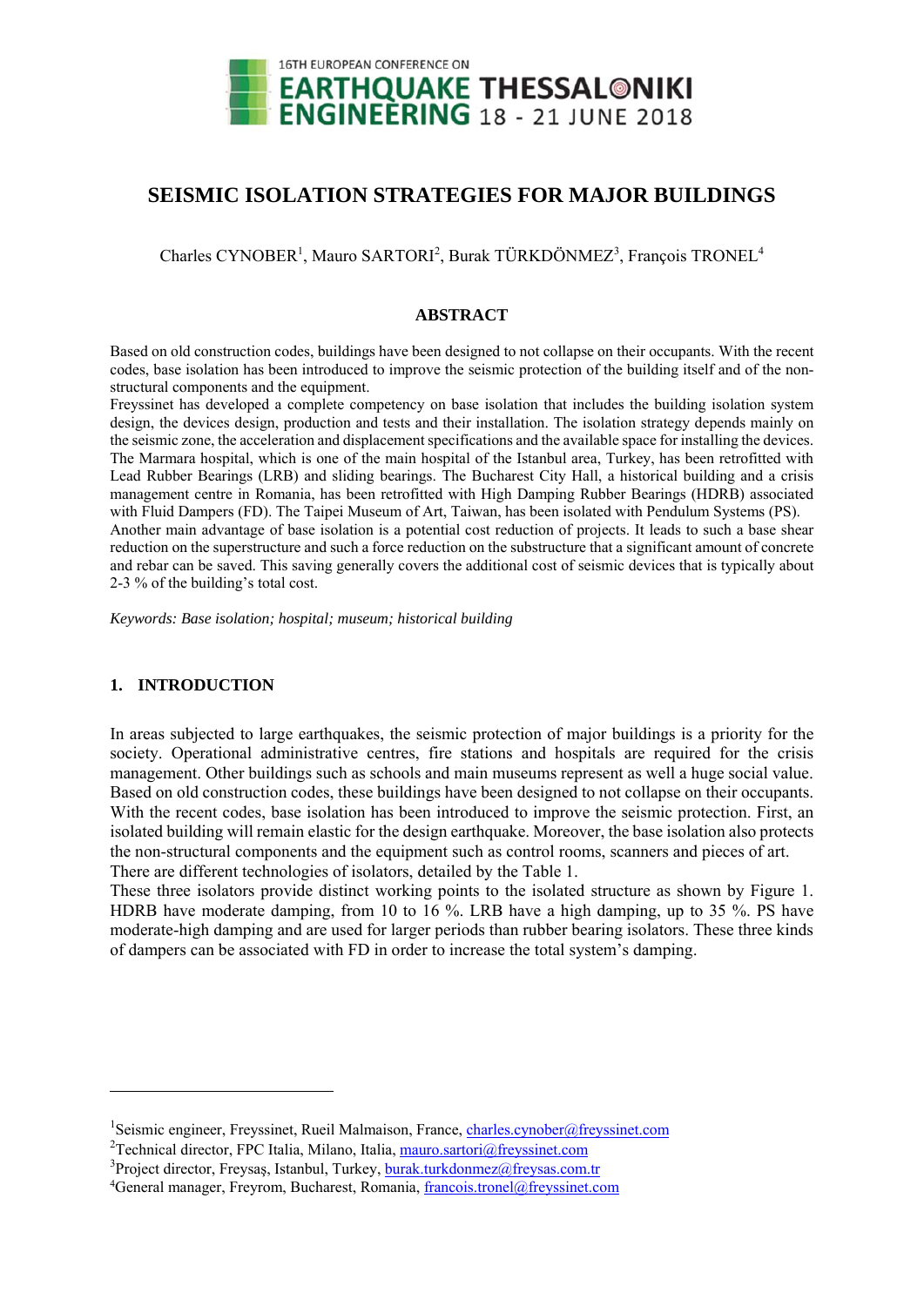# SEISMIC ISOLATION STRATEGIES FOR MAJOR BUILDINGS

Charles CYNOBER[1], Mauro SARTORI[2], Burak TÜRKDÖNMEZ[3], François TRONEL[4]

## ABSTRACT

Based on old construction codes, buildings have been designed to not collapse on their occupants. With the recent codes, base isolation has been introduced to improve the seismic protection of the building itself and of the non-structural components and the equipment.

Freyssinet has developed a complete competency on base isolation that includes the building isolation system design, the devices design, production and tests and their installation. The isolation strategy depends mainly on the seismic zone, the acceleration and displacement specifications and the available space for installing the devices. The Marmara hospital, which is one of the main hospital of the Istanbul area, Turkey, has been retrofitted with Lead Rubber Bearings (LRB) and sliding bearings. The Bucharest City Hall, a historical building and a crisis management centre in Romania, has been retrofitted with High Damping Rubber Bearings (HDRB) associated with Fluid Dampers (FD). The Taipei Museum of Art, Taiwan, has been isolated with Pendulum Systems (PS).

Another main advantage of base isolation is a potential cost reduction of projects. It leads to such a base shear reduction on the superstructure and such a force reduction on the substructure that a significant amount of concrete and rebar can be saved. This saving generally covers the additional cost of seismic devices that is typically about 2-3 % of the building's total cost.

*Keywords: Base isolation; hospital; museum; historical building*

## 1. INTRODUCTION

In areas subjected to large earthquakes, the seismic protection of major buildings is a priority for the society. Operational administrative centres, fire stations and hospitals are required for the crisis management. Other buildings such as schools and main museums represent as well a huge social value. Based on old construction codes, these buildings have been designed to not collapse on their occupants. With the recent codes, base isolation has been introduced to improve the seismic protection. First, an isolated building will remain elastic for the design earthquake. Moreover, the base isolation also protects the non-structural components and the equipment such as control rooms, scanners and pieces of art.

There are different technologies of isolators, detailed by the Table 1.

These three isolators provide distinct working points to the isolated structure as shown by Figure 1. HDRB have moderate damping, from 10 to 16 %. LRB have a high damping, up to 35 %. PS have moderate-high damping and are used for larger periods than rubber bearing isolators. These three kinds of dampers can be associated with FD in order to increase the total system's damping.

---

[1] Seismic engineer, Freyssinet, Rueil Malmaison, France, charles.cynober@freyssinet.com

[2] Technical director, FPC Italia, Milano, Italia, mauro.sartori@freyssinet.com

[3] Project director, Freysaş, Istanbul, Turkey, burak.turkdonmez@freysas.com.tr

[4] General manager, Freyrom, Bucharest, Romania, francois.tronel@freyssinet.com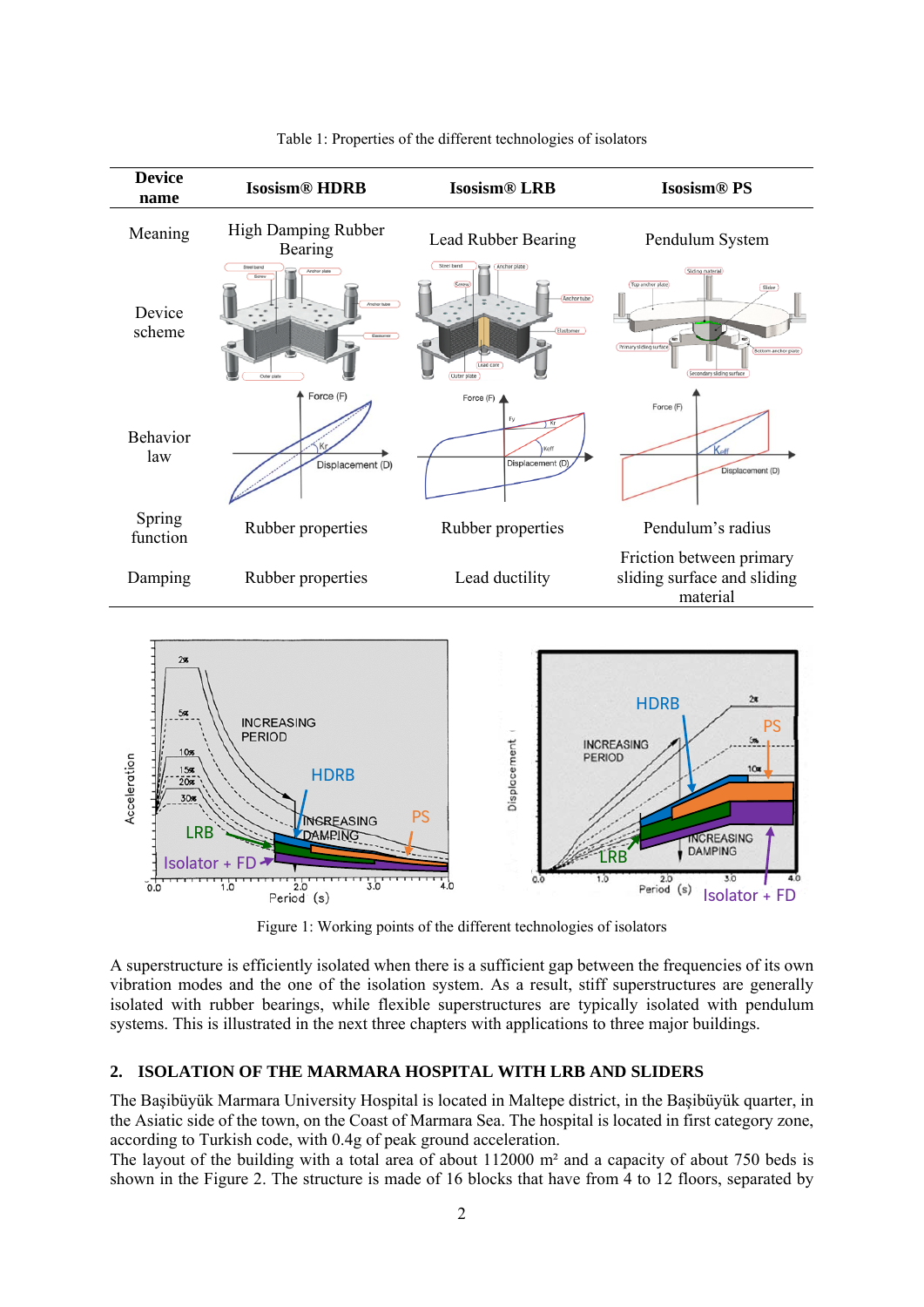Table 1: Properties of the different technologies of isolators

| Device name | Isosism® HDRB | Isosism® LRB | Isosism® PS |
|---|---|---|---|
| Meaning | High Damping Rubber Bearing | Lead Rubber Bearing | Pendulum System |
| Device scheme | | | |
| Behavior law | | | |
| Spring function | Rubber properties | Rubber properties | Pendulum's radius |
| Damping | Rubber properties | Lead ductility | Friction between primary sliding surface and sliding material |

Figure 1: Working points of the different technologies of isolators

A superstructure is efficiently isolated when there is a sufficient gap between the frequencies of its own vibration modes and the one of the isolation system. As a result, stiff superstructures are generally isolated with rubber bearings, while flexible superstructures are typically isolated with pendulum systems. This is illustrated in the next three chapters with applications to three major buildings.

## 2. ISOLATION OF THE MARMARA HOSPITAL WITH LRB AND SLIDERS

The Başibüyük Marmara University Hospital is located in Maltepe district, in the Başibüyük quarter, in the Asiatic side of the town, on the Coast of Marmara Sea. The hospital is located in first category zone, according to Turkish code, with 0.4g of peak ground acceleration.

The layout of the building with a total area of about 112000 m² and a capacity of about 750 beds is shown in the Figure 2. The structure is made of 16 blocks that have from 4 to 12 floors, separated by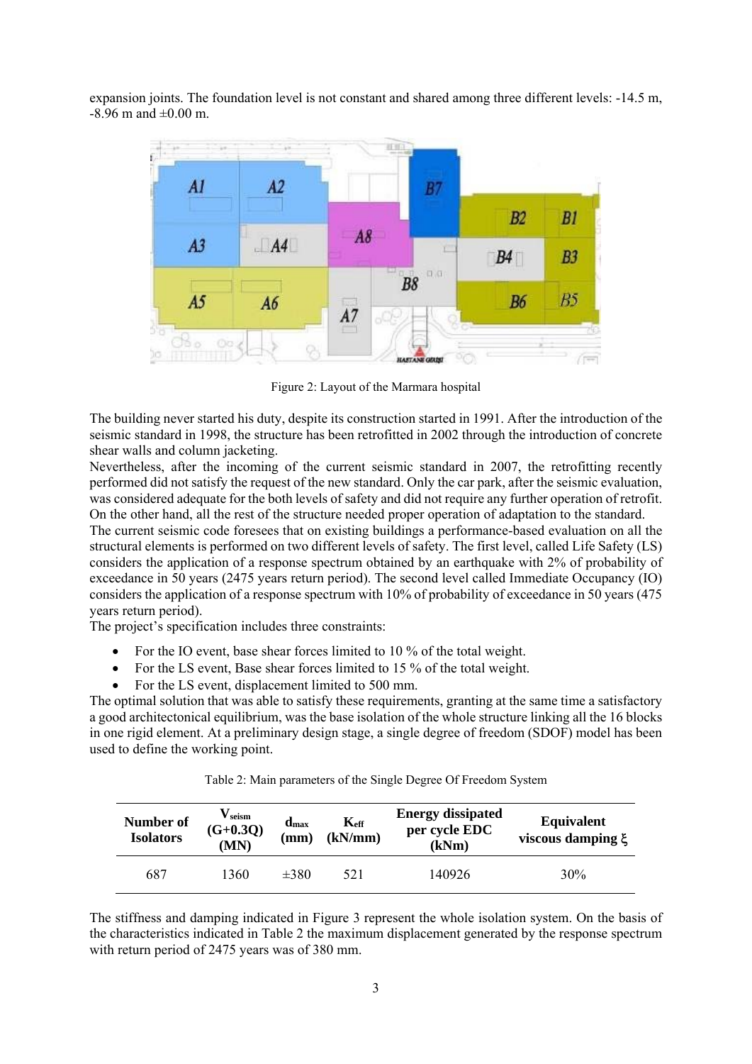expansion joints. The foundation level is not constant and shared among three different levels: -14.5 m, -8.96 m and ±0.00 m.

Figure 2: Layout of the Marmara hospital

The building never started his duty, despite its construction started in 1991. After the introduction of the seismic standard in 1998, the structure has been retrofitted in 2002 through the introduction of concrete shear walls and column jacketing.

Nevertheless, after the incoming of the current seismic standard in 2007, the retrofitting recently performed did not satisfy the request of the new standard. Only the car park, after the seismic evaluation, was considered adequate for the both levels of safety and did not require any further operation of retrofit. On the other hand, all the rest of the structure needed proper operation of adaptation to the standard.

The current seismic code foresees that on existing buildings a performance-based evaluation on all the structural elements is performed on two different levels of safety. The first level, called Life Safety (LS) considers the application of a response spectrum obtained by an earthquake with 2% of probability of exceedance in 50 years (2475 years return period). The second level called Immediate Occupancy (IO) considers the application of a response spectrum with 10% of probability of exceedance in 50 years (475 years return period).

The project's specification includes three constraints:

- For the IO event, base shear forces limited to 10 % of the total weight.
- For the LS event, Base shear forces limited to 15 % of the total weight.
- For the LS event, displacement limited to 500 mm.

The optimal solution that was able to satisfy these requirements, granting at the same time a satisfactory a good architectonical equilibrium, was the base isolation of the whole structure linking all the 16 blocks in one rigid element. At a preliminary design stage, a single degree of freedom (SDOF) model has been used to define the working point.

Table 2: Main parameters of the Single Degree Of Freedom System

| Number of Isolators | $V_{seism}$ (G+0.3Q) (MN) | $d_{max}$ (mm) | $K_{eff}$ (kN/mm) | Energy dissipated per cycle EDC (kNm) | Equivalent viscous damping $\xi$ |
|---|---|---|---|---|---|
| 687 | 1360 | ±380 | 521 | 140926 | 30% |

The stiffness and damping indicated in Figure 3 represent the whole isolation system. On the basis of the characteristics indicated in Table 2 the maximum displacement generated by the response spectrum with return period of 2475 years was of 380 mm.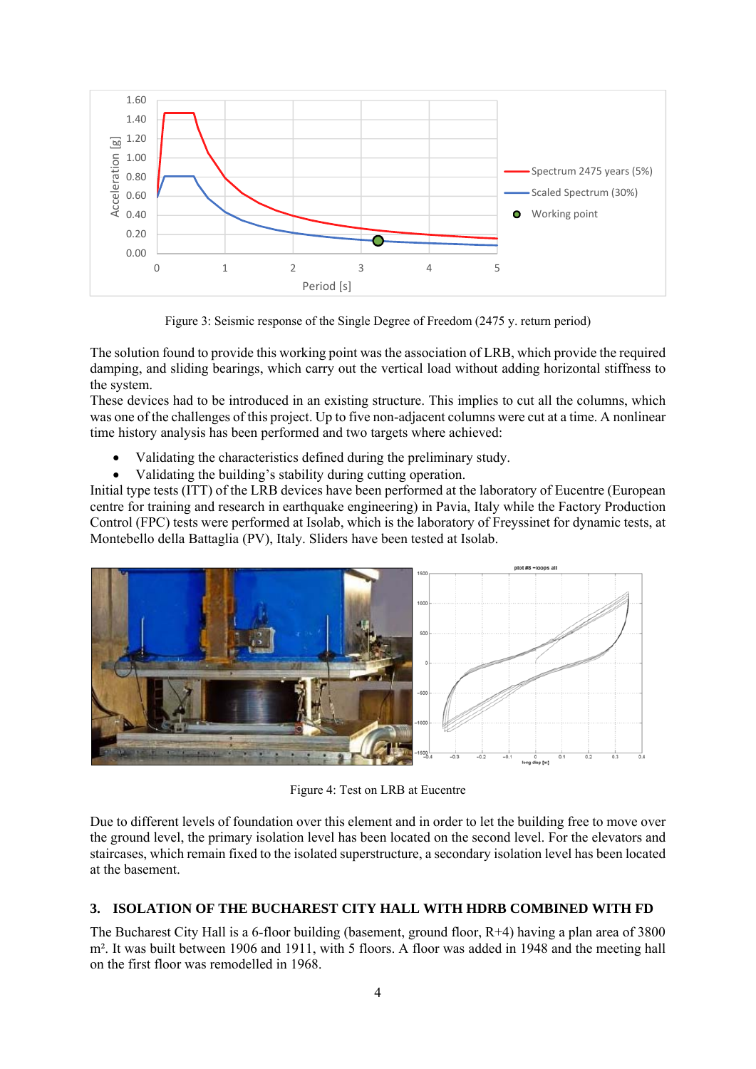Figure 3: Seismic response of the Single Degree of Freedom (2475 y. return period)

The solution found to provide this working point was the association of LRB, which provide the required damping, and sliding bearings, which carry out the vertical load without adding horizontal stiffness to the system.
These devices had to be introduced in an existing structure. This implies to cut all the columns, which was one of the challenges of this project. Up to five non-adjacent columns were cut at a time. A nonlinear time history analysis has been performed and two targets where achieved:

- Validating the characteristics defined during the preliminary study.
- Validating the building's stability during cutting operation.

Initial type tests (ITT) of the LRB devices have been performed at the laboratory of Eucentre (European centre for training and research in earthquake engineering) in Pavia, Italy while the Factory Production Control (FPC) tests were performed at Isolab, which is the laboratory of Freyssinet for dynamic tests, at Montebello della Battaglia (PV), Italy. Sliders have been tested at Isolab.

Figure 4: Test on LRB at Eucentre

Due to different levels of foundation over this element and in order to let the building free to move over the ground level, the primary isolation level has been located on the second level. For the elevators and staircases, which remain fixed to the isolated superstructure, a secondary isolation level has been located at the basement.

## 3. ISOLATION OF THE BUCHAREST CITY HALL WITH HDRB COMBINED WITH FD

The Bucharest City Hall is a 6-floor building (basement, ground floor, R+4) having a plan area of 3800 m². It was built between 1906 and 1911, with 5 floors. A floor was added in 1948 and the meeting hall on the first floor was remodelled in 1968.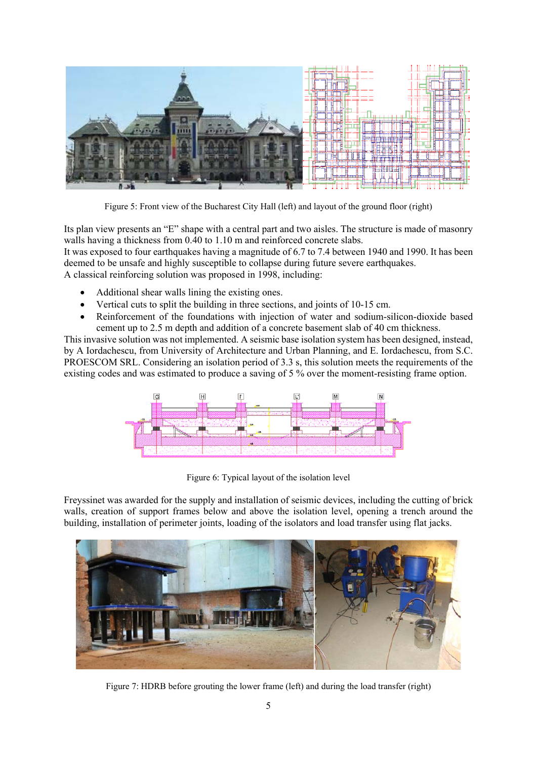Figure 5: Front view of the Bucharest City Hall (left) and layout of the ground floor (right)

Its plan view presents an "E" shape with a central part and two aisles. The structure is made of masonry walls having a thickness from 0.40 to 1.10 m and reinforced concrete slabs.
It was exposed to four earthquakes having a magnitude of 6.7 to 7.4 between 1940 and 1990. It has been deemed to be unsafe and highly susceptible to collapse during future severe earthquakes.
A classical reinforcing solution was proposed in 1998, including:

- Additional shear walls lining the existing ones.
- Vertical cuts to split the building in three sections, and joints of 10-15 cm.
- Reinforcement of the foundations with injection of water and sodium-silicon-dioxide based cement up to 2.5 m depth and addition of a concrete basement slab of 40 cm thickness.

This invasive solution was not implemented. A seismic base isolation system has been designed, instead, by A Iordachescu, from University of Architecture and Urban Planning, and E. Iordachescu, from S.C. PROESCOM SRL. Considering an isolation period of 3.3 s, this solution meets the requirements of the existing codes and was estimated to produce a saving of 5 % over the moment-resisting frame option.

Figure 6: Typical layout of the isolation level

Freyssinet was awarded for the supply and installation of seismic devices, including the cutting of brick walls, creation of support frames below and above the isolation level, opening a trench around the building, installation of perimeter joints, loading of the isolators and load transfer using flat jacks.

Figure 7: HDRB before grouting the lower frame (left) and during the load transfer (right)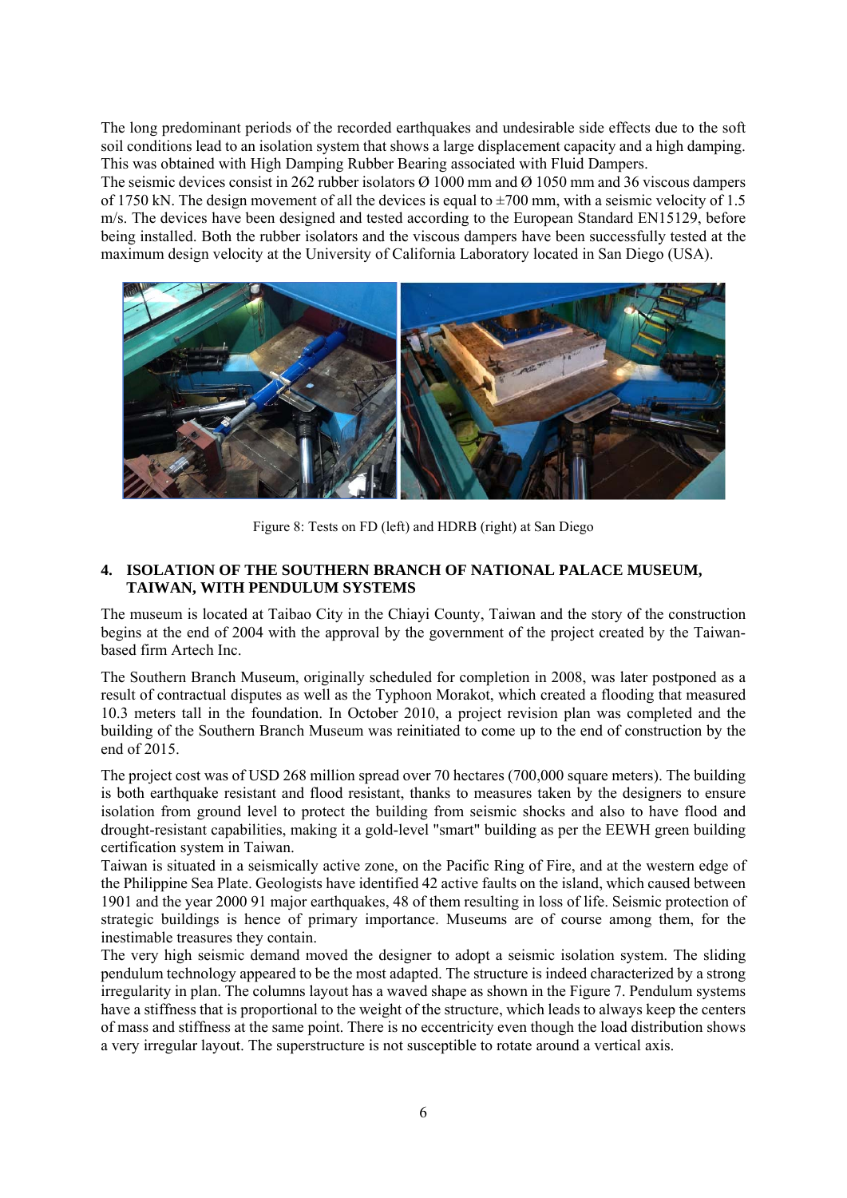The long predominant periods of the recorded earthquakes and undesirable side effects due to the soft soil conditions lead to an isolation system that shows a large displacement capacity and a high damping. This was obtained with High Damping Rubber Bearing associated with Fluid Dampers.
The seismic devices consist in 262 rubber isolators Ø 1000 mm and Ø 1050 mm and 36 viscous dampers of 1750 kN. The design movement of all the devices is equal to ±700 mm, with a seismic velocity of 1.5 m/s. The devices have been designed and tested according to the European Standard EN15129, before being installed. Both the rubber isolators and the viscous dampers have been successfully tested at the maximum design velocity at the University of California Laboratory located in San Diego (USA).

Figure 8: Tests on FD (left) and HDRB (right) at San Diego

## 4. ISOLATION OF THE SOUTHERN BRANCH OF NATIONAL PALACE MUSEUM, TAIWAN, WITH PENDULUM SYSTEMS

The museum is located at Taibao City in the Chiayi County, Taiwan and the story of the construction begins at the end of 2004 with the approval by the government of the project created by the Taiwan-based firm Artech Inc.

The Southern Branch Museum, originally scheduled for completion in 2008, was later postponed as a result of contractual disputes as well as the Typhoon Morakot, which created a flooding that measured 10.3 meters tall in the foundation. In October 2010, a project revision plan was completed and the building of the Southern Branch Museum was reinitiated to come up to the end of construction by the end of 2015.

The project cost was of USD 268 million spread over 70 hectares (700,000 square meters). The building is both earthquake resistant and flood resistant, thanks to measures taken by the designers to ensure isolation from ground level to protect the building from seismic shocks and also to have flood and drought-resistant capabilities, making it a gold-level "smart" building as per the EEWH green building certification system in Taiwan.
Taiwan is situated in a seismically active zone, on the Pacific Ring of Fire, and at the western edge of the Philippine Sea Plate. Geologists have identified 42 active faults on the island, which caused between 1901 and the year 2000 91 major earthquakes, 48 of them resulting in loss of life. Seismic protection of strategic buildings is hence of primary importance. Museums are of course among them, for the inestimable treasures they contain.
The very high seismic demand moved the designer to adopt a seismic isolation system. The sliding pendulum technology appeared to be the most adapted. The structure is indeed characterized by a strong irregularity in plan. The columns layout has a waved shape as shown in the Figure 7. Pendulum systems have a stiffness that is proportional to the weight of the structure, which leads to always keep the centers of mass and stiffness at the same point. There is no eccentricity even though the load distribution shows a very irregular layout. The superstructure is not susceptible to rotate around a vertical axis.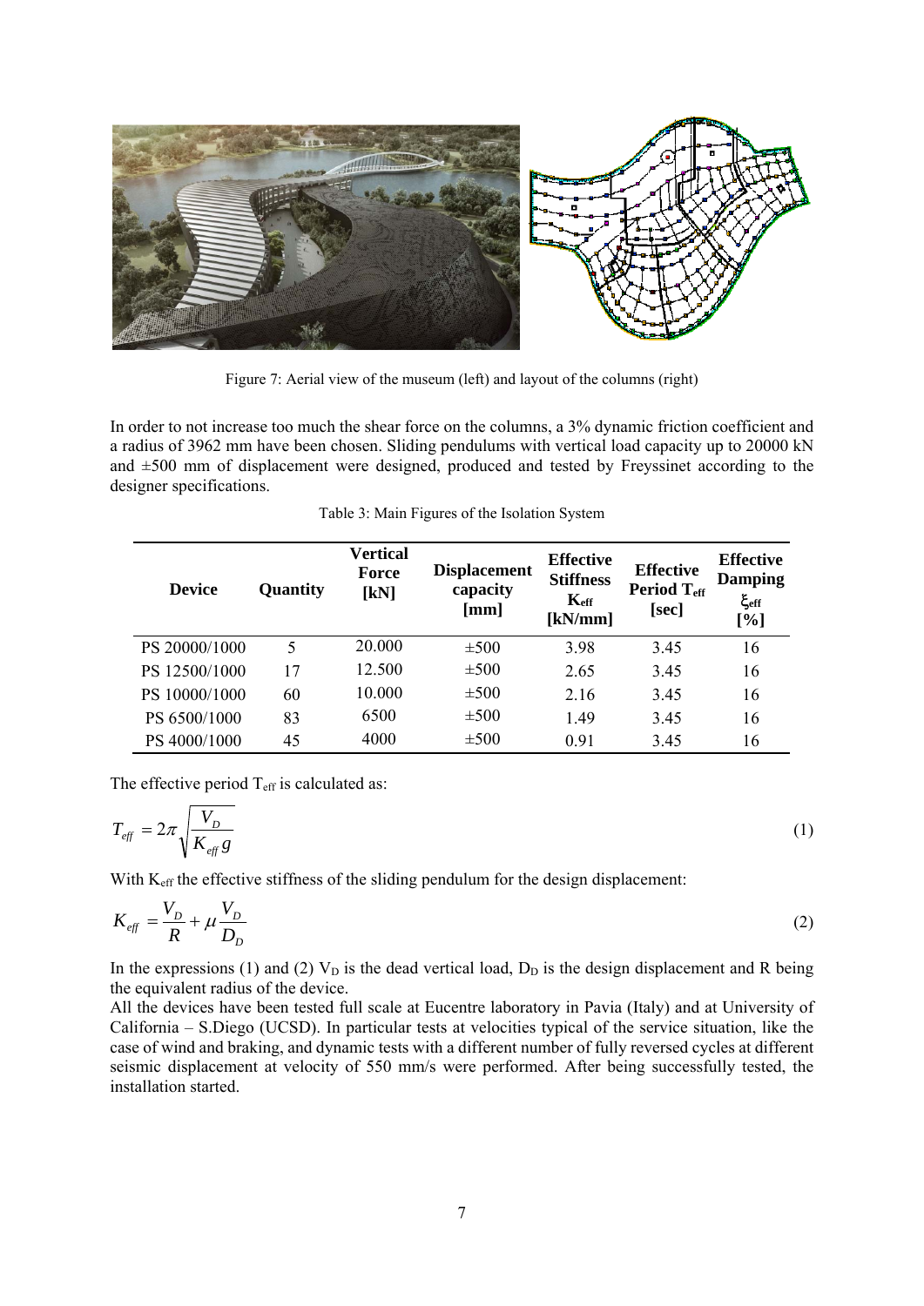Figure 7: Aerial view of the museum (left) and layout of the columns (right)

In order to not increase too much the shear force on the columns, a 3% dynamic friction coefficient and a radius of 3962 mm have been chosen. Sliding pendulums with vertical load capacity up to 20000 kN and ±500 mm of displacement were designed, produced and tested by Freyssinet according to the designer specifications.

Table 3: Main Figures of the Isolation System

| Device | Quantity | Vertical Force [kN] | Displacement capacity [mm] | Effective Stiffness $K_{eff}$ [kN/mm] | Effective Period $T_{eff}$ [sec] | Effective Damping $\xi_{eff}$ [%] |
|---|---|---|---|---|---|---|
| PS 20000/1000 | 5 | 20.000 | ±500 | 3.98 | 3.45 | 16 |
| PS 12500/1000 | 17 | 12.500 | ±500 | 2.65 | 3.45 | 16 |
| PS 10000/1000 | 60 | 10.000 | ±500 | 2.16 | 3.45 | 16 |
| PS 6500/1000 | 83 | 6500 | ±500 | 1.49 | 3.45 | 16 |
| PS 4000/1000 | 45 | 4000 | ±500 | 0.91 | 3.45 | 16 |

The effective period $T_{eff}$ is calculated as:

$$T_{eff} = 2\pi \sqrt{\frac{V_D}{K_{eff}\, g}} \tag{1}$$

With $K_{eff}$ the effective stiffness of the sliding pendulum for the design displacement:

$$K_{eff} = \frac{V_D}{R} + \mu \frac{V_D}{D_D} \tag{2}$$

In the expressions (1) and (2) $V_D$ is the dead vertical load, $D_D$ is the design displacement and R being the equivalent radius of the device.

All the devices have been tested full scale at Eucentre laboratory in Pavia (Italy) and at University of California – S.Diego (UCSD). In particular tests at velocities typical of the service situation, like the case of wind and braking, and dynamic tests with a different number of fully reversed cycles at different seismic displacement at velocity of 550 mm/s were performed. After being successfully tested, the installation started.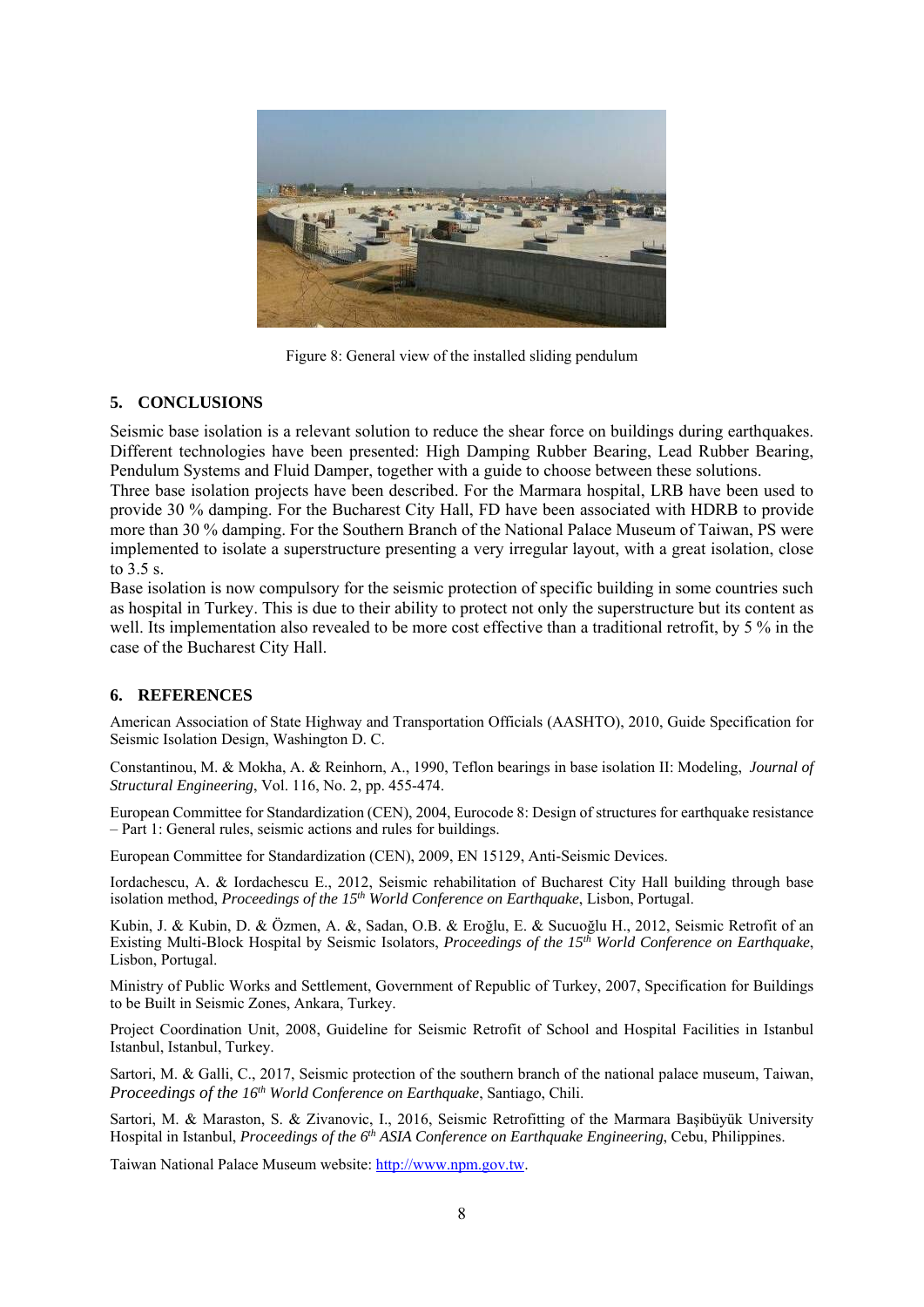Figure 8: General view of the installed sliding pendulum

## 5. CONCLUSIONS

Seismic base isolation is a relevant solution to reduce the shear force on buildings during earthquakes. Different technologies have been presented: High Damping Rubber Bearing, Lead Rubber Bearing, Pendulum Systems and Fluid Damper, together with a guide to choose between these solutions.

Three base isolation projects have been described. For the Marmara hospital, LRB have been used to provide 30 % damping. For the Bucharest City Hall, FD have been associated with HDRB to provide more than 30 % damping. For the Southern Branch of the National Palace Museum of Taiwan, PS were implemented to isolate a superstructure presenting a very irregular layout, with a great isolation, close to 3.5 s.

Base isolation is now compulsory for the seismic protection of specific building in some countries such as hospital in Turkey. This is due to their ability to protect not only the superstructure but its content as well. Its implementation also revealed to be more cost effective than a traditional retrofit, by 5 % in the case of the Bucharest City Hall.

## 6. REFERENCES

American Association of State Highway and Transportation Officials (AASHTO), 2010, Guide Specification for Seismic Isolation Design, Washington D. C.

Constantinou, M. & Mokha, A. & Reinhorn, A., 1990, Teflon bearings in base isolation II: Modeling, *Journal of Structural Engineering*, Vol. 116, No. 2, pp. 455-474.

European Committee for Standardization (CEN), 2004, Eurocode 8: Design of structures for earthquake resistance – Part 1: General rules, seismic actions and rules for buildings.

European Committee for Standardization (CEN), 2009, EN 15129, Anti-Seismic Devices.

Iordachescu, A. & Iordachescu E., 2012, Seismic rehabilitation of Bucharest City Hall building through base isolation method, *Proceedings of the 15th World Conference on Earthquake*, Lisbon, Portugal.

Kubin, J. & Kubin, D. & Özmen, A. &, Sadan, O.B. & Eroğlu, E. & Sucuoğlu H., 2012, Seismic Retrofit of an Existing Multi-Block Hospital by Seismic Isolators, *Proceedings of the 15th World Conference on Earthquake*, Lisbon, Portugal.

Ministry of Public Works and Settlement, Government of Republic of Turkey, 2007, Specification for Buildings to be Built in Seismic Zones, Ankara, Turkey.

Project Coordination Unit, 2008, Guideline for Seismic Retrofit of School and Hospital Facilities in Istanbul Istanbul, Istanbul, Turkey.

Sartori, M. & Galli, C., 2017, Seismic protection of the southern branch of the national palace museum, Taiwan, *Proceedings of the 16th World Conference on Earthquake*, Santiago, Chili.

Sartori, M. & Maraston, S. & Zivanovic, I., 2016, Seismic Retrofitting of the Marmara Başibüyük University Hospital in Istanbul, *Proceedings of the 6th ASIA Conference on Earthquake Engineering*, Cebu, Philippines.

Taiwan National Palace Museum website: http://www.npm.gov.tw.